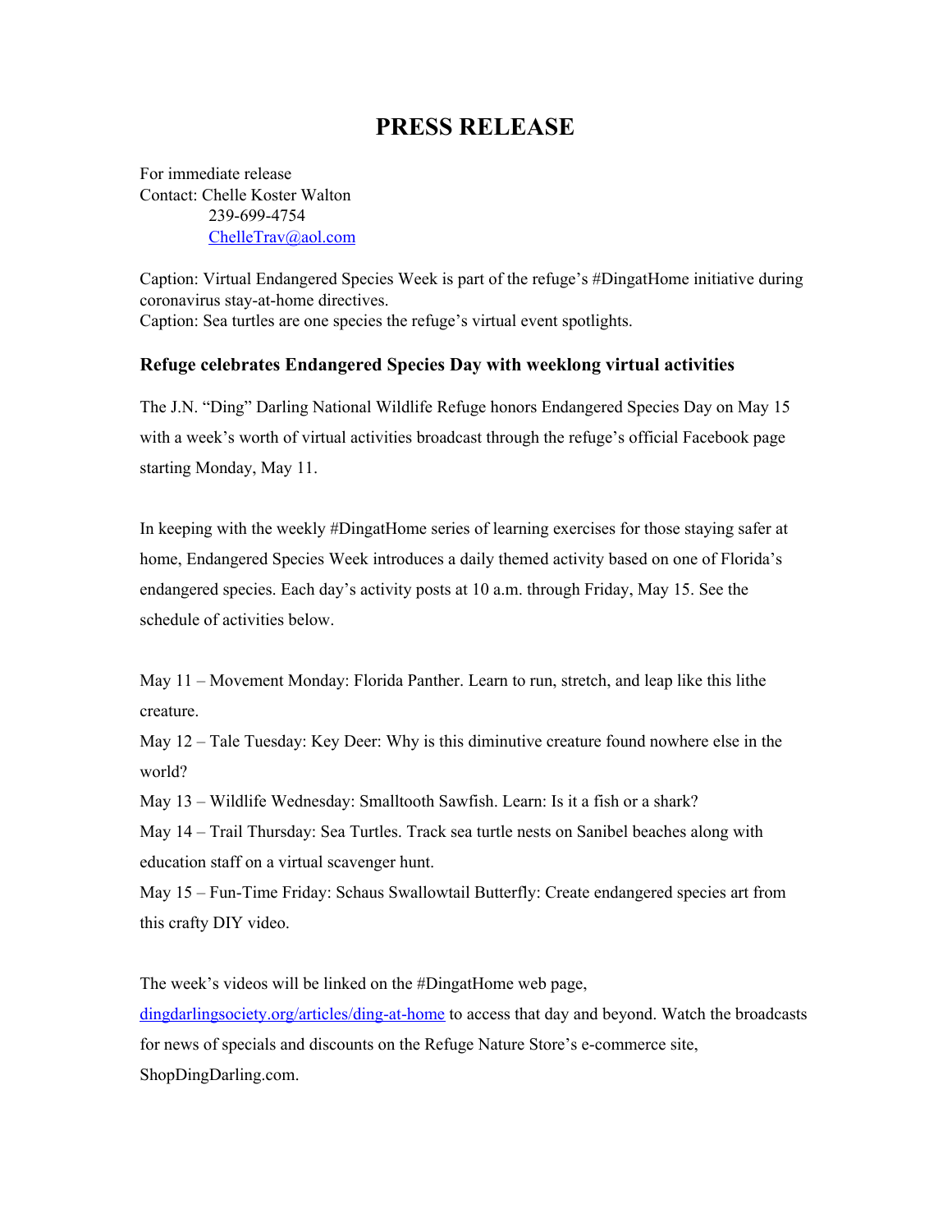# PRESS RELEASE

For immediate release
Contact: Chelle Koster Walton
239-699-4754
[ChelleTrav@aol.com](mailto:ChelleTrav@aol.com)

Caption: Virtual Endangered Species Week is part of the refuge's #DingatHome initiative during coronavirus stay-at-home directives.
Caption: Sea turtles are one species the refuge's virtual event spotlights.

### Refuge celebrates Endangered Species Day with weeklong virtual activities

The J.N. "Ding" Darling National Wildlife Refuge honors Endangered Species Day on May 15 with a week's worth of virtual activities broadcast through the refuge's official Facebook page starting Monday, May 11.

In keeping with the weekly #DingatHome series of learning exercises for those staying safer at home, Endangered Species Week introduces a daily themed activity based on one of Florida's endangered species. Each day's activity posts at 10 a.m. through Friday, May 15. See the schedule of activities below.

May 11 – Movement Monday: Florida Panther. Learn to run, stretch, and leap like this lithe creature.
May 12 – Tale Tuesday: Key Deer: Why is this diminutive creature found nowhere else in the world?
May 13 – Wildlife Wednesday: Smalltooth Sawfish. Learn: Is it a fish or a shark?
May 14 – Trail Thursday: Sea Turtles. Track sea turtle nests on Sanibel beaches along with education staff on a virtual scavenger hunt.
May 15 – Fun-Time Friday: Schaus Swallowtail Butterfly: Create endangered species art from this crafty DIY video.

The week's videos will be linked on the #DingatHome web page, [dingdarlingsociety.org/articles/ding-at-home](https://dingdarlingsociety.org/articles/ding-at-home) to access that day and beyond. Watch the broadcasts for news of specials and discounts on the Refuge Nature Store's e-commerce site, ShopDingDarling.com.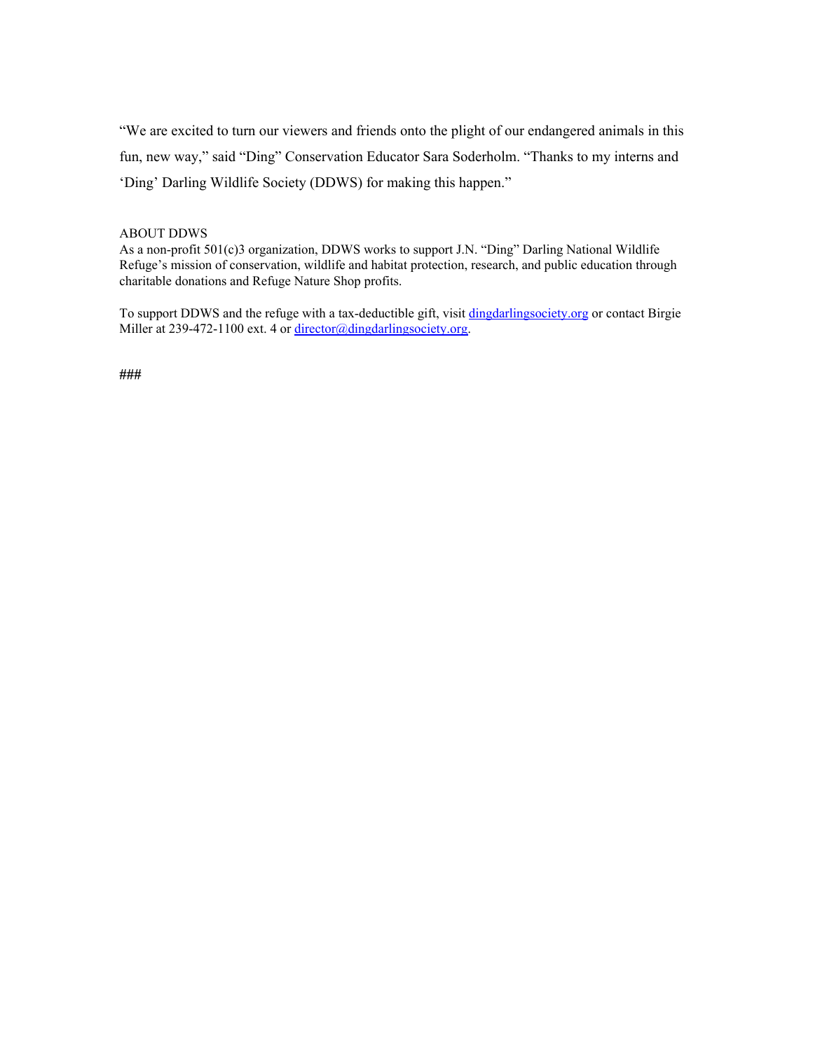"We are excited to turn our viewers and friends onto the plight of our endangered animals in this fun, new way," said "Ding" Conservation Educator Sara Soderholm. "Thanks to my interns and 'Ding' Darling Wildlife Society (DDWS) for making this happen."

ABOUT DDWS

As a non-profit 501(c)3 organization, DDWS works to support J.N. "Ding" Darling National Wildlife Refuge's mission of conservation, wildlife and habitat protection, research, and public education through charitable donations and Refuge Nature Shop profits.

To support DDWS and the refuge with a tax-deductible gift, visit dingdarlingsociety.org or contact Birgie Miller at 239-472-1100 ext. 4 or director@dingdarlingsociety.org.

###